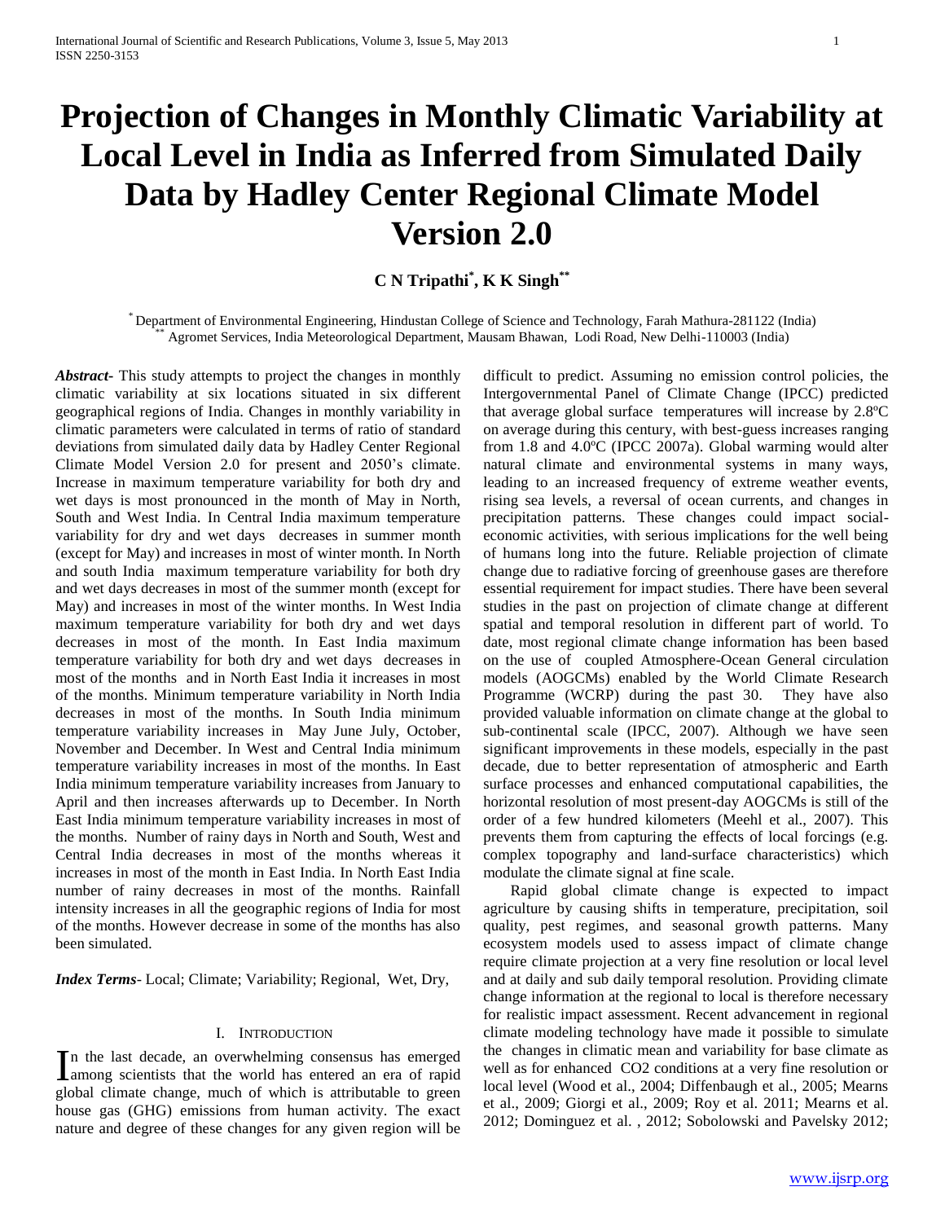# Projection of Changes in Monthly Climatic Variability at Local Level in India as Inferred from Simulated Daily Data by Hadley Center Regional Climate Model Version 2.0

**C N Tripathi[*], K K Singh[**]**

[*] Department of Environmental Engineering, Hindustan College of Science and Technology, Farah Mathura-281122 (India)
[**] Agromet Services, India Meteorological Department, Mausam Bhawan, Lodi Road, New Delhi-110003 (India)

***Abstract*-** This study attempts to project the changes in monthly climatic variability at six locations situated in six different geographical regions of India. Changes in monthly variability in climatic parameters were calculated in terms of ratio of standard deviations from simulated daily data by Hadley Center Regional Climate Model Version 2.0 for present and 2050's climate. Increase in maximum temperature variability for both dry and wet days is most pronounced in the month of May in North, South and West India. In Central India maximum temperature variability for dry and wet days decreases in summer month (except for May) and increases in most of winter month. In North and south India maximum temperature variability for both dry and wet days decreases in most of the summer month (except for May) and increases in most of the winter months. In West India maximum temperature variability for both dry and wet days decreases in most of the month. In East India maximum temperature variability for both dry and wet days decreases in most of the months and in North East India it increases in most of the months. Minimum temperature variability in North India decreases in most of the months. In South India minimum temperature variability increases in May June July, October, November and December. In West and Central India minimum temperature variability increases in most of the months. In East India minimum temperature variability increases from January to April and then increases afterwards up to December. In North East India minimum temperature variability increases in most of the months. Number of rainy days in North and South, West and Central India decreases in most of the months whereas it increases in most of the month in East India. In North East India number of rainy decreases in most of the months. Rainfall intensity increases in all the geographic regions of India for most of the months. However decrease in some of the months has also been simulated.

***Index Terms*-** Local; Climate; Variability; Regional, Wet, Dry,

## I. Introduction

In the last decade, an overwhelming consensus has emerged among scientists that the world has entered an era of rapid global climate change, much of which is attributable to green house gas (GHG) emissions from human activity. The exact nature and degree of these changes for any given region will be difficult to predict. Assuming no emission control policies, the Intergovernmental Panel of Climate Change (IPCC) predicted that average global surface temperatures will increase by 2.8ºC on average during this century, with best-guess increases ranging from 1.8 and 4.0ºC (IPCC 2007a). Global warming would alter natural climate and environmental systems in many ways, leading to an increased frequency of extreme weather events, rising sea levels, a reversal of ocean currents, and changes in precipitation patterns. These changes could impact social-economic activities, with serious implications for the well being of humans long into the future. Reliable projection of climate change due to radiative forcing of greenhouse gases are therefore essential requirement for impact studies. There have been several studies in the past on projection of climate change at different spatial and temporal resolution in different part of world. To date, most regional climate change information has been based on the use of coupled Atmosphere-Ocean General circulation models (AOGCMs) enabled by the World Climate Research Programme (WCRP) during the past 30. They have also provided valuable information on climate change at the global to sub-continental scale (IPCC, 2007). Although we have seen significant improvements in these models, especially in the past decade, due to better representation of atmospheric and Earth surface processes and enhanced computational capabilities, the horizontal resolution of most present-day AOGCMs is still of the order of a few hundred kilometers (Meehl et al., 2007). This prevents them from capturing the effects of local forcings (e.g. complex topography and land-surface characteristics) which modulate the climate signal at fine scale.

Rapid global climate change is expected to impact agriculture by causing shifts in temperature, precipitation, soil quality, pest regimes, and seasonal growth patterns. Many ecosystem models used to assess impact of climate change require climate projection at a very fine resolution or local level and at daily and sub daily temporal resolution. Providing climate change information at the regional to local is therefore necessary for realistic impact assessment. Recent advancement in regional climate modeling technology have made it possible to simulate the changes in climatic mean and variability for base climate as well as for enhanced $CO_2$ conditions at a very fine resolution or local level (Wood et al., 2004; Diffenbaugh et al., 2005; Mearns et al., 2009; Giorgi et al., 2009; Roy et al. 2011; Mearns et al. 2012; Dominguez et al. , 2012; Sobolowski and Pavelsky 2012;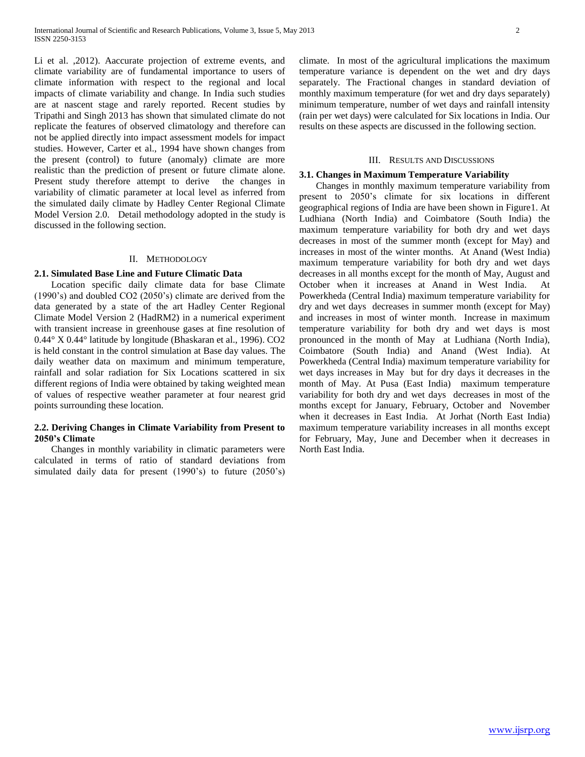Li et al. ,2012). Aaccurate projection of extreme events, and climate variability are of fundamental importance to users of climate information with respect to the regional and local impacts of climate variability and change. In India such studies are at nascent stage and rarely reported. Recent studies by Tripathi and Singh 2013 has shown that simulated climate do not replicate the features of observed climatology and therefore can not be applied directly into impact assessment models for impact studies. However, Carter et al., 1994 have shown changes from the present (control) to future (anomaly) climate are more realistic than the prediction of present or future climate alone. Present study therefore attempt to derive the changes in variability of climatic parameter at local level as inferred from the simulated daily climate by Hadley Center Regional Climate Model Version 2.0. Detail methodology adopted in the study is discussed in the following section.

## II. Methodology

### 2.1. Simulated Base Line and Future Climatic Data

Location specific daily climate data for base Climate (1990's) and doubled CO2 (2050's) climate are derived from the data generated by a state of the art Hadley Center Regional Climate Model Version 2 (HadRM2) in a numerical experiment with transient increase in greenhouse gases at fine resolution of 0.44° X 0.44° latitude by longitude (Bhaskaran et al., 1996). CO2 is held constant in the control simulation at Base day values. The daily weather data on maximum and minimum temperature, rainfall and solar radiation for Six Locations scattered in six different regions of India were obtained by taking weighted mean of values of respective weather parameter at four nearest grid points surrounding these location.

### 2.2. Deriving Changes in Climate Variability from Present to 2050's Climate

Changes in monthly variability in climatic parameters were calculated in terms of ratio of standard deviations from simulated daily data for present (1990's) to future (2050's) climate. In most of the agricultural implications the maximum temperature variance is dependent on the wet and dry days separately. The Fractional changes in standard deviation of monthly maximum temperature (for wet and dry days separately) minimum temperature, number of wet days and rainfall intensity (rain per wet days) were calculated for Six locations in India. Our results on these aspects are discussed in the following section.

## III. Results and Discussions

### 3.1. Changes in Maximum Temperature Variability

Changes in monthly maximum temperature variability from present to 2050's climate for six locations in different geographical regions of India are have been shown in Figure1. At Ludhiana (North India) and Coimbatore (South India) the maximum temperature variability for both dry and wet days decreases in most of the summer month (except for May) and increases in most of the winter months. At Anand (West India) maximum temperature variability for both dry and wet days decreases in all months except for the month of May, August and October when it increases at Anand in West India. At Powerkheda (Central India) maximum temperature variability for dry and wet days decreases in summer month (except for May) and increases in most of winter month. Increase in maximum temperature variability for both dry and wet days is most pronounced in the month of May at Ludhiana (North India), Coimbatore (South India) and Anand (West India). At Powerkheda (Central India) maximum temperature variability for wet days increases in May but for dry days it decreases in the month of May. At Pusa (East India) maximum temperature variability for both dry and wet days decreases in most of the months except for January, February, October and November when it decreases in East India. At Jorhat (North East India) maximum temperature variability increases in all months except for February, May, June and December when it decreases in North East India.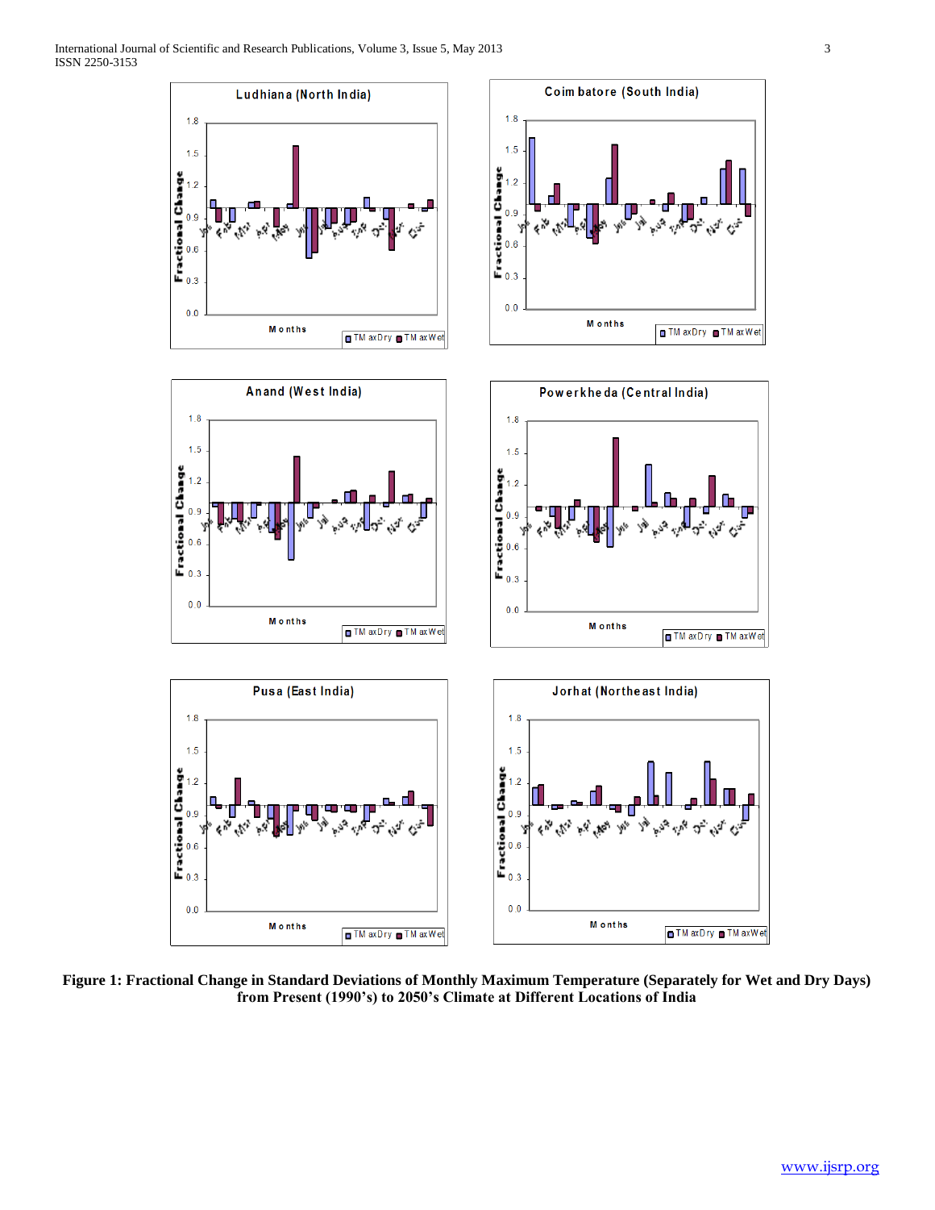**Figure 1: Fractional Change in Standard Deviations of Monthly Maximum Temperature (Separately for Wet and Dry Days) from Present (1990's) to 2050's Climate at Different Locations of India**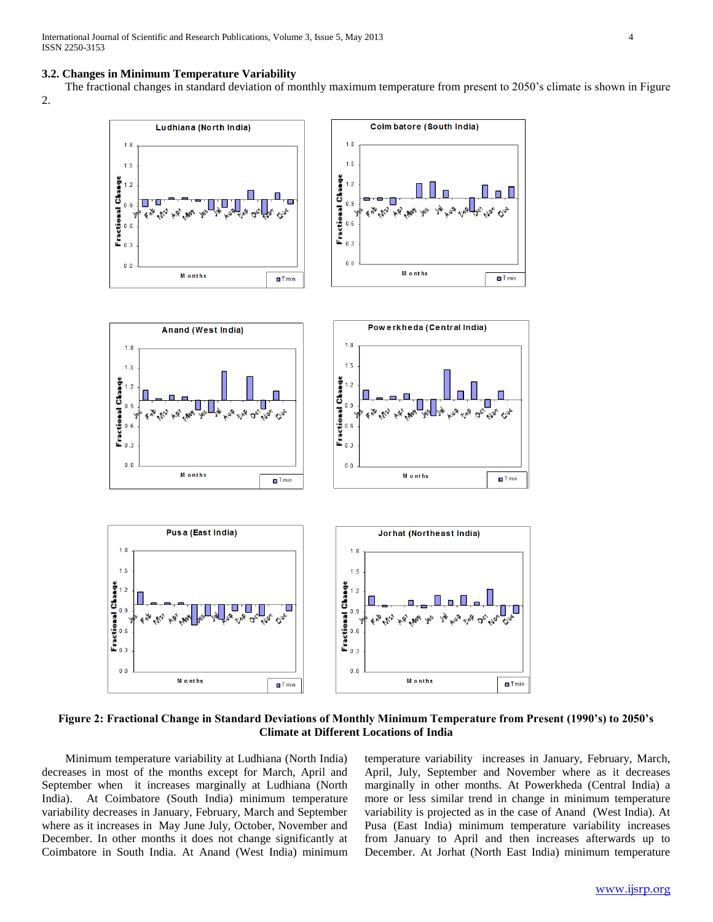### 3.2. Changes in Minimum Temperature Variability

The fractional changes in standard deviation of monthly maximum temperature from present to 2050's climate is shown in Figure 2.

**Figure 2: Fractional Change in Standard Deviations of Monthly Minimum Temperature from Present (1990's) to 2050's Climate at Different Locations of India**

Minimum temperature variability at Ludhiana (North India) decreases in most of the months except for March, April and September when it increases marginally at Ludhiana (North India). At Coimbatore (South India) minimum temperature variability decreases in January, February, March and September where as it increases in May June July, October, November and December. In other months it does not change significantly at Coimbatore in South India. At Anand (West India) minimum temperature variability increases in January, February, March, April, July, September and November where as it decreases marginally in other months. At Powerkheda (Central India) a more or less similar trend in change in minimum temperature variability is projected as in the case of Anand (West India). At Pusa (East India) minimum temperature variability increases from January to April and then increases afterwards up to December. At Jorhat (North East India) minimum temperature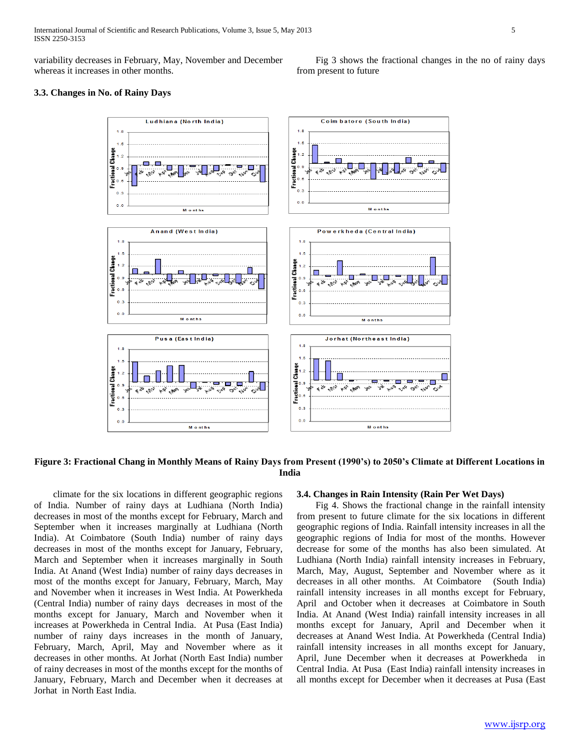variability decreases in February, May, November and December whereas it increases in other months.

### 3.3. Changes in No. of Rainy Days

Fig 3 shows the fractional changes in the no of rainy days from present to future

**Figure 3: Fractional Chang in Monthly Means of Rainy Days from Present (1990's) to 2050's Climate at Different Locations in India**

climate for the six locations in different geographic regions of India. Number of rainy days at Ludhiana (North India) decreases in most of the months except for February, March and September when it increases marginally at Ludhiana (North India). At Coimbatore (South India) number of rainy days decreases in most of the months except for January, February, March and September when it increases marginally in South India. At Anand (West India) number of rainy days decreases in most of the months except for January, February, March, May and November when it increases in West India. At Powerkheda (Central India) number of rainy days decreases in most of the months except for January, March and November when it increases at Powerkheda in Central India. At Pusa (East India) number of rainy days increases in the month of January, February, March, April, May and November where as it decreases in other months. At Jorhat (North East India) number of rainy decreases in most of the months except for the months of January, February, March and December when it decreases at Jorhat in North East India.

### 3.4. Changes in Rain Intensity (Rain Per Wet Days)

Fig 4. Shows the fractional change in the rainfall intensity from present to future climate for the six locations in different geographic regions of India. Rainfall intensity increases in all the geographic regions of India for most of the months. However decrease for some of the months has also been simulated. At Ludhiana (North India) rainfall intensity increases in February, March, May, August, September and November where as it decreases in all other months. At Coimbatore (South India) rainfall intensity increases in all months except for February, April and October when it decreases at Coimbatore in South India. At Anand (West India) rainfall intensity increases in all months except for January, April and December when it decreases at Anand West India. At Powerkheda (Central India) rainfall intensity increases in all months except for January, April, June December when it decreases at Powerkheda in Central India. At Pusa (East India) rainfall intensity increases in all months except for December when it decreases at Pusa (East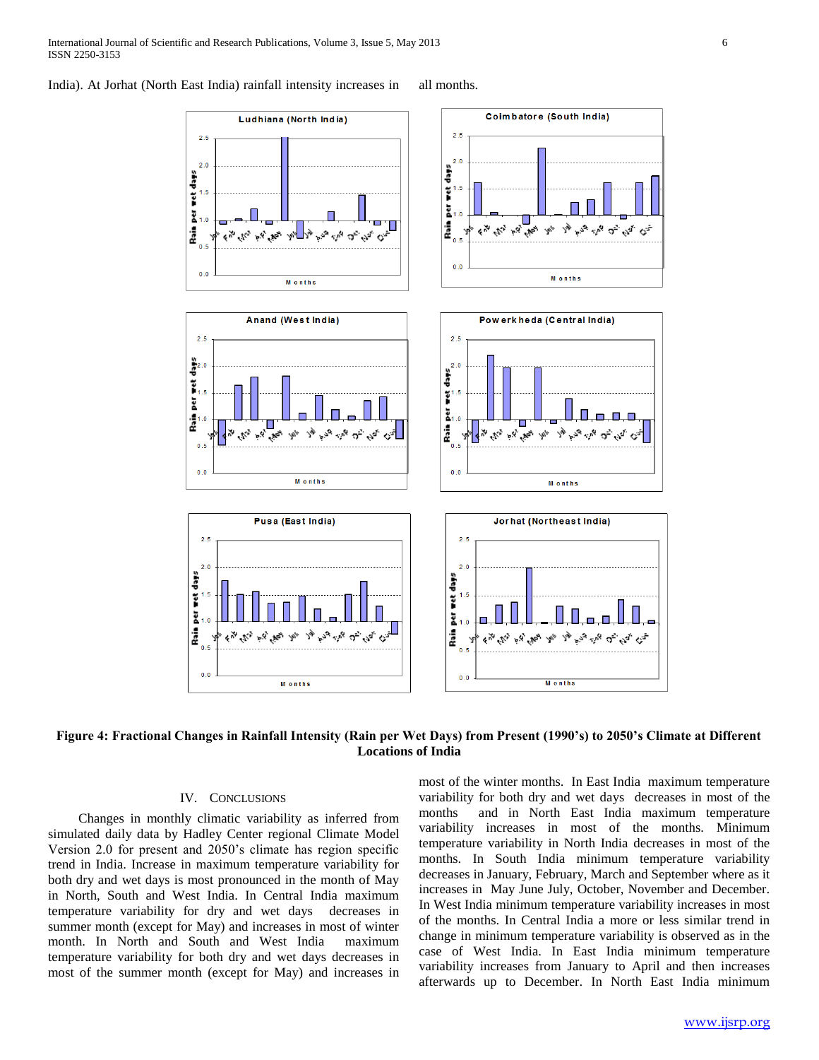India). At Jorhat (North East India) rainfall intensity increases in all months.

**Figure 4: Fractional Changes in Rainfall Intensity (Rain per Wet Days) from Present (1990's) to 2050's Climate at Different Locations of India**

## IV. CONCLUSIONS

Changes in monthly climatic variability as inferred from simulated daily data by Hadley Center regional Climate Model Version 2.0 for present and 2050's climate has region specific trend in India. Increase in maximum temperature variability for both dry and wet days is most pronounced in the month of May in North, South and West India. In Central India maximum temperature variability for dry and wet days decreases in summer month (except for May) and increases in most of winter month. In North and South and West India maximum temperature variability for both dry and wet days decreases in most of the summer month (except for May) and increases in most of the winter months. In East India maximum temperature variability for both dry and wet days decreases in most of the months and in North East India maximum temperature variability increases in most of the months. Minimum temperature variability in North India decreases in most of the months. In South India minimum temperature variability decreases in January, February, March and September where as it increases in May June July, October, November and December. In West India minimum temperature variability increases in most of the months. In Central India a more or less similar trend in change in minimum temperature variability is observed as in the case of West India. In East India minimum temperature variability increases from January to April and then increases afterwards up to December. In North East India minimum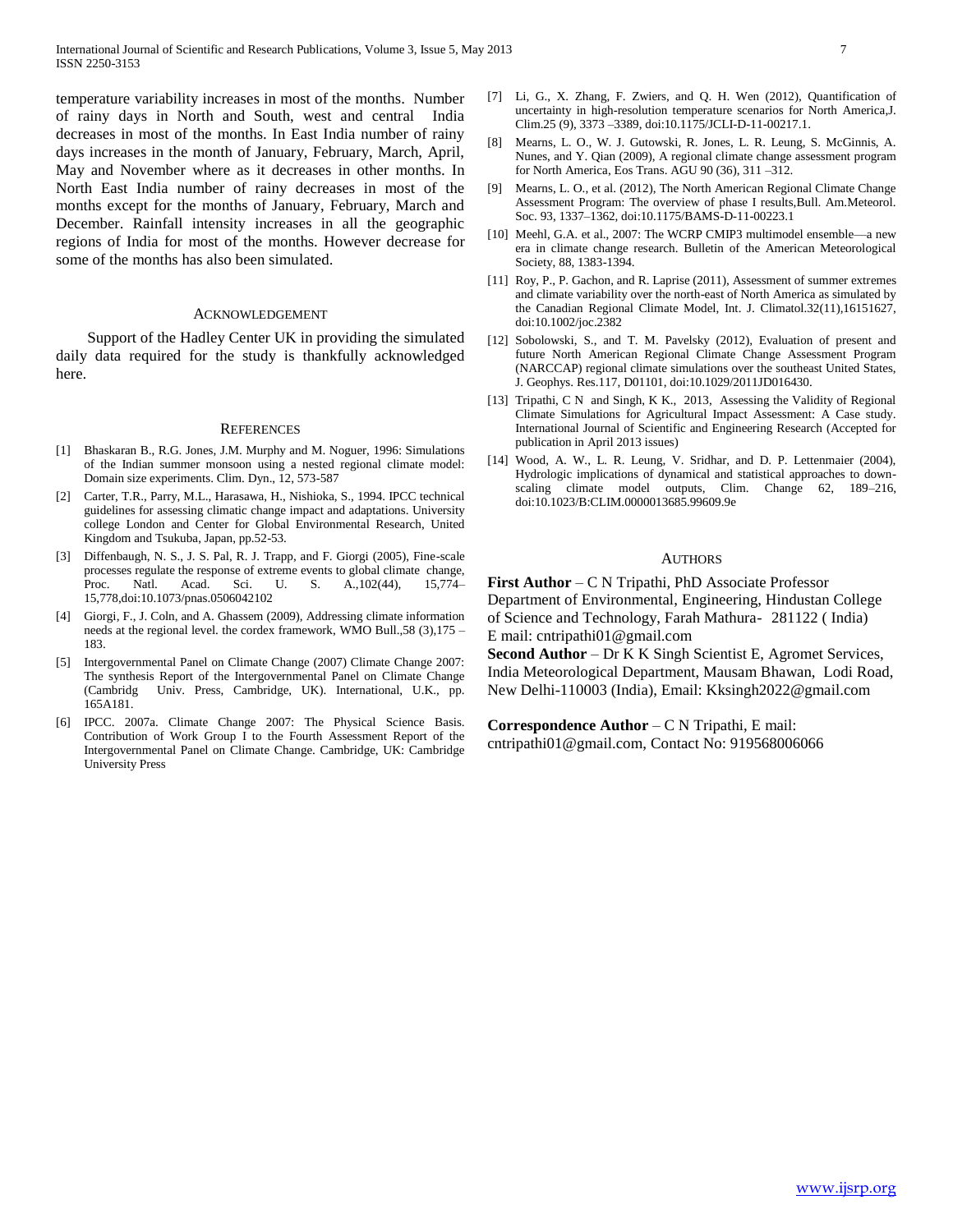temperature variability increases in most of the months. Number of rainy days in North and South, west and central India decreases in most of the months. In East India number of rainy days increases in the month of January, February, March, April, May and November where as it decreases in other months. In North East India number of rainy decreases in most of the months except for the months of January, February, March and December. Rainfall intensity increases in all the geographic regions of India for most of the months. However decrease for some of the months has also been simulated.

## ACKNOWLEDGEMENT

Support of the Hadley Center UK in providing the simulated daily data required for the study is thankfully acknowledged here.

## REFERENCES

[1] Bhaskaran B., R.G. Jones, J.M. Murphy and M. Noguer, 1996: Simulations of the Indian summer monsoon using a nested regional climate model: Domain size experiments. Clim. Dyn., 12, 573-587

[2] Carter, T.R., Parry, M.L., Harasawa, H., Nishioka, S., 1994. IPCC technical guidelines for assessing climatic change impact and adaptations. University college London and Center for Global Environmental Research, United Kingdom and Tsukuba, Japan, pp.52-53.

[3] Diffenbaugh, N. S., J. S. Pal, R. J. Trapp, and F. Giorgi (2005), Fine-scale processes regulate the response of extreme events to global climate change, Proc. Natl. Acad. Sci. U. S. A.,102(44), 15,774–15,778,doi:10.1073/pnas.0506042102

[4] Giorgi, F., J. Coln, and A. Ghassem (2009), Addressing climate information needs at the regional level. the cordex framework, WMO Bull.,58 (3),175 – 183.

[5] Intergovernmental Panel on Climate Change (2007) Climate Change 2007: The synthesis Report of the Intergovernmental Panel on Climate Change (Cambridg Univ. Press, Cambridge, UK). International, U.K., pp. 165A181.

[6] IPCC. 2007a. Climate Change 2007: The Physical Science Basis. Contribution of Work Group I to the Fourth Assessment Report of the Intergovernmental Panel on Climate Change. Cambridge, UK: Cambridge University Press

[7] Li, G., X. Zhang, F. Zwiers, and Q. H. Wen (2012), Quantification of uncertainty in high-resolution temperature scenarios for North America,J. Clim.25 (9), 3373 –3389, doi:10.1175/JCLI-D-11-00217.1.

[8] Mearns, L. O., W. J. Gutowski, R. Jones, L. R. Leung, S. McGinnis, A. Nunes, and Y. Qian (2009), A regional climate change assessment program for North America, Eos Trans. AGU 90 (36), 311 –312.

[9] Mearns, L. O., et al. (2012), The North American Regional Climate Change Assessment Program: The overview of phase I results,Bull. Am.Meteorol. Soc. 93, 1337–1362, doi:10.1175/BAMS-D-11-00223.1

[10] Meehl, G.A. et al., 2007: The WCRP CMIP3 multimodel ensemble—a new era in climate change research. Bulletin of the American Meteorological Society, 88, 1383-1394.

[11] Roy, P., P. Gachon, and R. Laprise (2011), Assessment of summer extremes and climate variability over the north-east of North America as simulated by the Canadian Regional Climate Model, Int. J. Climatol.32(11),16151627, doi:10.1002/joc.2382

[12] Sobolowski, S., and T. M. Pavelsky (2012), Evaluation of present and future North American Regional Climate Change Assessment Program (NARCCAP) regional climate simulations over the southeast United States, J. Geophys. Res.117, D01101, doi:10.1029/2011JD016430.

[13] Tripathi, C N and Singh, K K., 2013, Assessing the Validity of Regional Climate Simulations for Agricultural Impact Assessment: A Case study. International Journal of Scientific and Engineering Research (Accepted for publication in April 2013 issues)

[14] Wood, A. W., L. R. Leung, V. Sridhar, and D. P. Lettenmaier (2004), Hydrologic implications of dynamical and statistical approaches to down-scaling climate model outputs, Clim. Change 62, 189–216, doi:10.1023/B:CLIM.0000013685.99609.9e

## AUTHORS

**First Author** – C N Tripathi, PhD Associate Professor Department of Environmental, Engineering, Hindustan College of Science and Technology, Farah Mathura- 281122 ( India) E mail: cntripathi01@gmail.com

**Second Author** – Dr K K Singh Scientist E, Agromet Services, India Meteorological Department, Mausam Bhawan, Lodi Road, New Delhi-110003 (India), Email: Kksingh2022@gmail.com

**Correspondence Author** – C N Tripathi, E mail: cntripathi01@gmail.com, Contact No: 919568006066